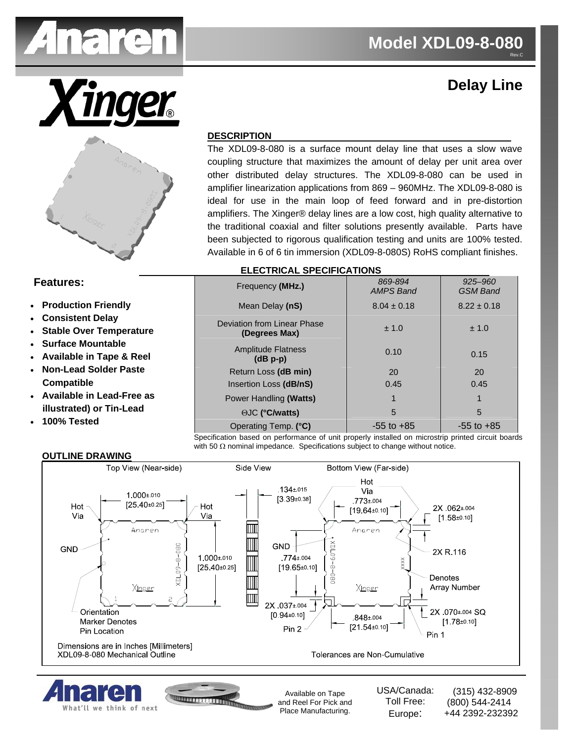# Model XDL09-8-080

Rev.C

## Delay Line

### DESCRIPTION

The XDL09-8-080 is a surface mount delay line that uses a slow wave coupling structure that maximizes the amount of delay per unit area over other distributed delay structures. The XDL09-8-080 can be used in amplifier linearization applications from 869 – 960MHz. The XDL09-8-080 is ideal for use in the main loop of feed forward and in pre-distortion amplifiers. The Xinger® delay lines are a low cost, high quality alternative to the traditional coaxial and filter solutions presently available. Parts have been subjected to rigorous qualification testing and units are 100% tested. Available in 6 of 6 tin immersion (XDL09-8-080S) RoHS compliant finishes.

### Features:

- **Production Friendly**
- **Consistent Delay**
- **Stable Over Temperature**
- **Surface Mountable**
- **Available in Tape & Reel**
- **Non-Lead Solder Paste Compatible**
- **Available in Lead-Free as illustrated) or Tin-Lead**
- **100% Tested**

### ELECTRICAL SPECIFICATIONS

| Frequency **(MHz.)** | *869-894 AMPS Band* | *925–960 GSM Band* |
|---|---|---|
| Mean Delay **(nS)** | 8.04 ± 0.18 | 8.22 ± 0.18 |
| Deviation from Linear Phase **(Degrees Max)** | ± 1.0 | ± 1.0 |
| Amplitude Flatness **(dB p-p)** | 0.10 | 0.15 |
| Return Loss **(dB min)** | 20 | 20 |
| Insertion Loss **(dB/nS)** | 0.45 | 0.45 |
| Power Handling **(Watts)** | 1 | 1 |
| ΘJC **(°C/watts)** | 5 | 5 |
| Operating Temp. **(°C)** | -55 to +85 | -55 to +85 |

Specification based on performance of unit properly installed on microstrip printed circuit boards with 50 Ω nominal impedance. Specifications subject to change without notice.

### OUTLINE DRAWING

Top View (Near-side) — Side View — Bottom View (Far-side)

Top View: 1.000±.010 [25.40±0.25] (width); 1.000±.010 [25.40±0.25] (height); Hot Via; Hot Via; GND; Orientation Marker Denotes Pin Location

Side View: .134±.015 [3.39±0.38]

Bottom View: Hot Via; .773±.004 [19.64±0.10]; 2X .062±.004 [1.58±0.10]; 2X R.116; GND; .774±.004 [19.65±0.10]; Denotes Array Number; 2X .037±.004 [0.94±0.10]; .848±.004 [21.54±0.10]; 2X .070±.004 SQ [1.78±0.10]; Pin 2; Pin 1

Dimensions are in Inches [Millimeters]
XDL09-8-080 Mechanical Outline

Tolerances are Non-Cumulative

Available on Tape and Reel For Pick and Place Manufacturing.

| | |
|---|---|
| USA/Canada: | (315) 432-8909 |
| Toll Free: | (800) 544-2414 |
| Europe: | +44 2392-232392 |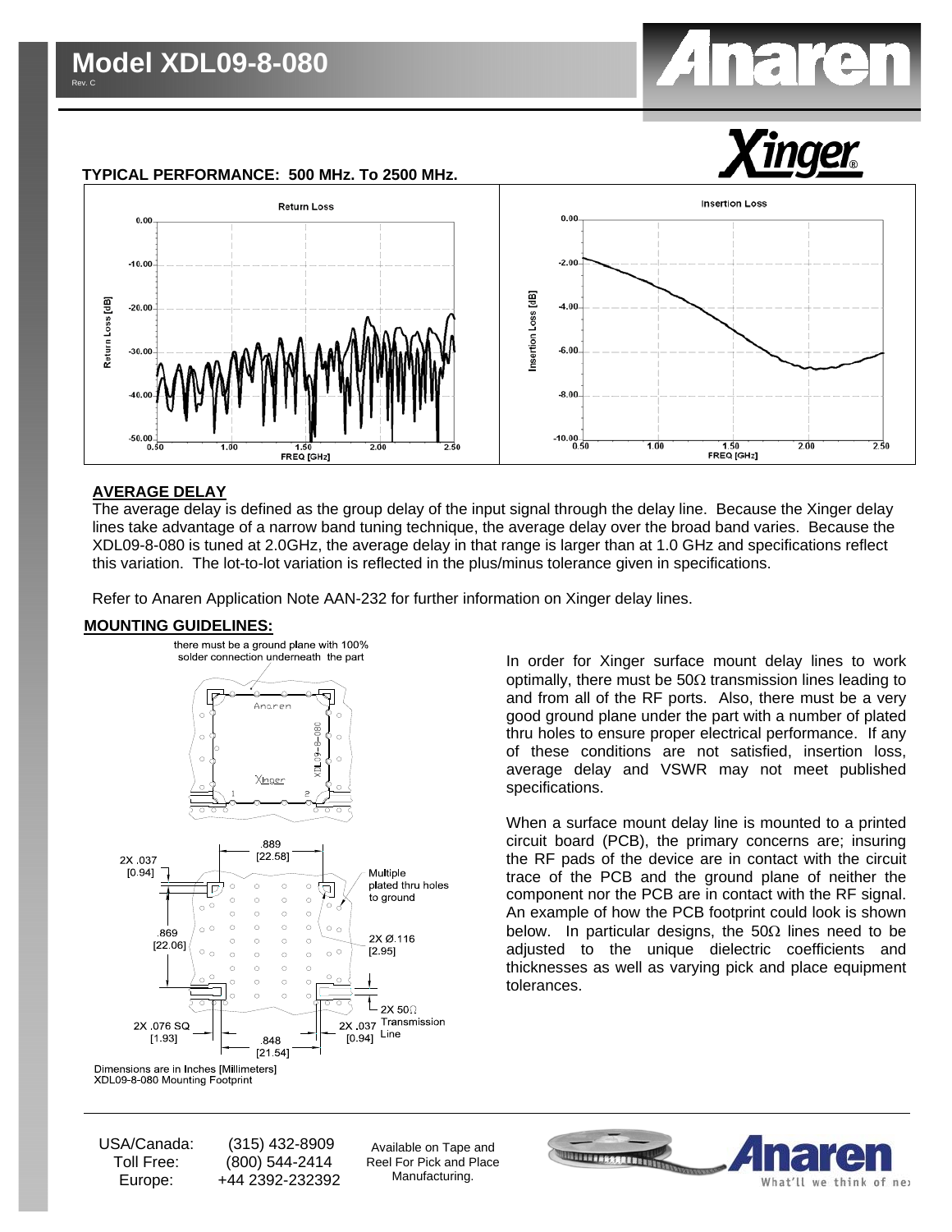# Model XDL09-8-080

Rev. C

## TYPICAL PERFORMANCE: 500 MHz. To 2500 MHz.

Return Loss

Insertion Loss

## AVERAGE DELAY

The average delay is defined as the group delay of the input signal through the delay line. Because the Xinger delay lines take advantage of a narrow band tuning technique, the average delay over the broad band varies. Because the XDL09-8-080 is tuned at 2.0GHz, the average delay in that range is larger than at 1.0 GHz and specifications reflect this variation. The lot-to-lot variation is reflected in the plus/minus tolerance given in specifications.

Refer to Anaren Application Note AAN-232 for further information on Xinger delay lines.

## MOUNTING GUIDELINES:

there must be a ground plane with 100% solder connection underneath the part

Multiple plated thru holes to ground

2X .037 [0.94]; .889 [22.58]; .869 [22.06]; 2X Ø.116 [2.95]; 2X .076 SQ [1.93]; .848 [21.54]; 2X .037 [0.94]; 2X 50Ω Transmission Line

Dimensions are in Inches [Millimeters]
XDL09-8-080 Mounting Footprint

In order for Xinger surface mount delay lines to work optimally, there must be 50Ω transmission lines leading to and from all of the RF ports. Also, there must be a very good ground plane under the part with a number of plated thru holes to ensure proper electrical performance. If any of these conditions are not satisfied, insertion loss, average delay and VSWR may not meet published specifications.

When a surface mount delay line is mounted to a printed circuit board (PCB), the primary concerns are; insuring the RF pads of the device are in contact with the circuit trace of the PCB and the ground plane of neither the component nor the PCB are in contact with the RF signal. An example of how the PCB footprint could look is shown below. In particular designs, the 50Ω lines need to be adjusted to the unique dielectric coefficients and thicknesses as well as varying pick and place equipment tolerances.

| | |
|---|---|
| USA/Canada: | (315) 432-8909 |
| Toll Free: | (800) 544-2414 |
| Europe: | +44 2392-232392 |

Available on Tape and Reel For Pick and Place Manufacturing.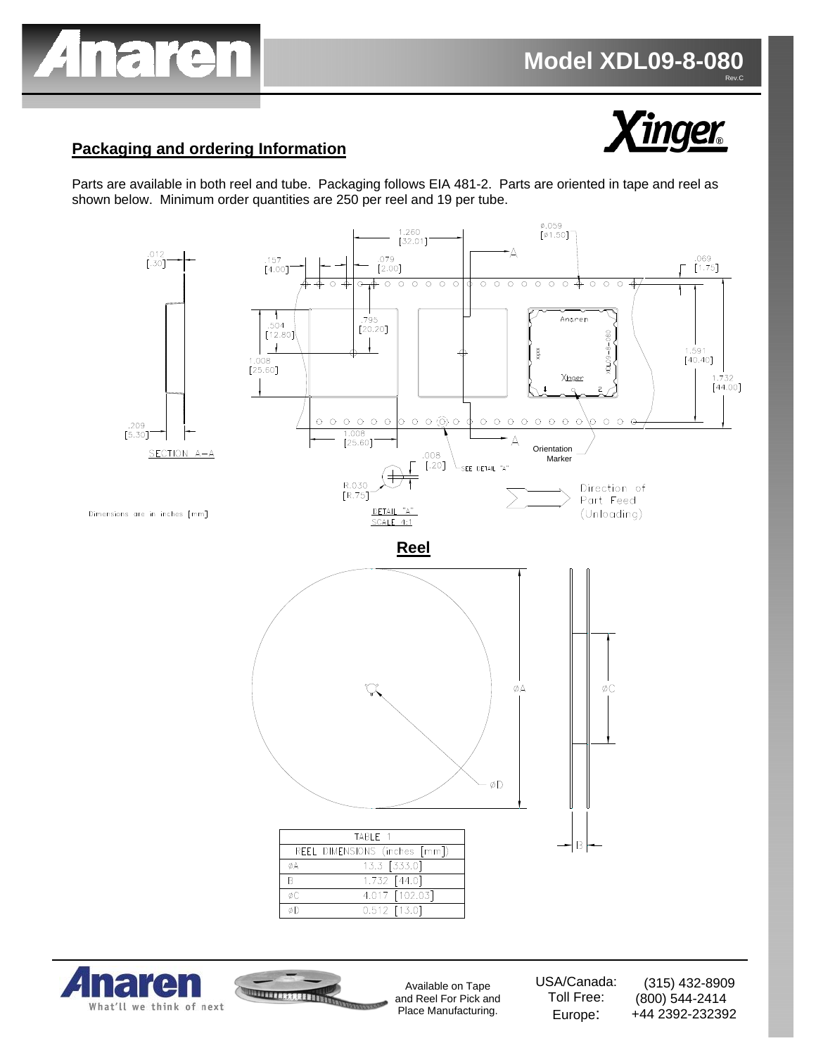## Packaging and ordering Information

Parts are available in both reel and tube. Packaging follows EIA 481-2. Parts are oriented in tape and reel as shown below. Minimum order quantities are 250 per reel and 19 per tube.

.012 [.30]

.209 [5.30]

SECTION A–A

.157 [4.00]

.079 [2.00]

1.260 [32.01]

ø.059 [ø1.50]

.069 [1.75]

.504 [12.80]

.795 [20.20]

1.008 [25.60]

1.591 [40.40]

1.732 [44.00]

1.008 [25.60]

.008 [.20]

R.030 [R.75]

SEE DETAIL "A"

DETAIL "A" SCALE 4:1

Orientation Marker

Direction of Part Feed (Unloading)

Dimensions are in inches [mm]

### Reel

øA

øC

øD

B

| TABLE 1 | |
| --- | --- |
| REEL DIMENSIONS (inches [mm]) | |
| øA | 13.3 [333.0] |
| B | 1.732 [44.0] |
| øC | 4.017 [102.03] |
| øD | 0.512 [13.0] |

Available on Tape and Reel For Pick and Place Manufacturing.

USA/Canada: (315) 432-8909
Toll Free: (800) 544-2414
Europe: +44 2392-232392